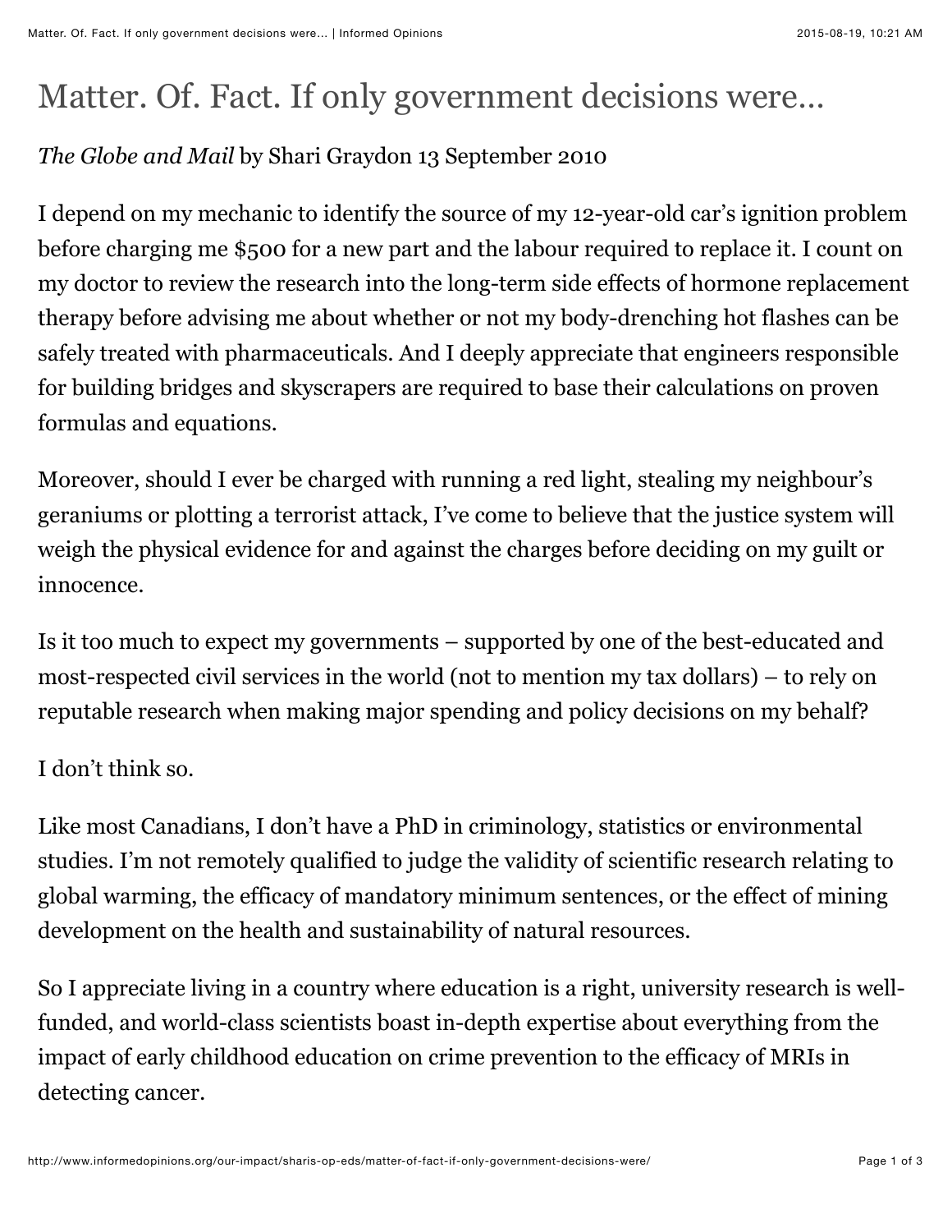# Matter. Of. Fact. If only government decisions were…

*The Globe and Mail* by Shari Graydon 13 September 2010

I depend on my mechanic to identify the source of my 12-year-old car's ignition problem before charging me $500 for a new part and the labour required to replace it. I count on my doctor to review the research into the long-term side effects of hormone replacement therapy before advising me about whether or not my body-drenching hot flashes can be safely treated with pharmaceuticals. And I deeply appreciate that engineers responsible for building bridges and skyscrapers are required to base their calculations on proven formulas and equations.

Moreover, should I ever be charged with running a red light, stealing my neighbour's geraniums or plotting a terrorist attack, I've come to believe that the justice system will weigh the physical evidence for and against the charges before deciding on my guilt or innocence.

Is it too much to expect my governments – supported by one of the best-educated and most-respected civil services in the world (not to mention my tax dollars) – to rely on reputable research when making major spending and policy decisions on my behalf?

I don't think so.

Like most Canadians, I don't have a PhD in criminology, statistics or environmental studies. I'm not remotely qualified to judge the validity of scientific research relating to global warming, the efficacy of mandatory minimum sentences, or the effect of mining development on the health and sustainability of natural resources.

So I appreciate living in a country where education is a right, university research is well-funded, and world-class scientists boast in-depth expertise about everything from the impact of early childhood education on crime prevention to the efficacy of MRIs in detecting cancer.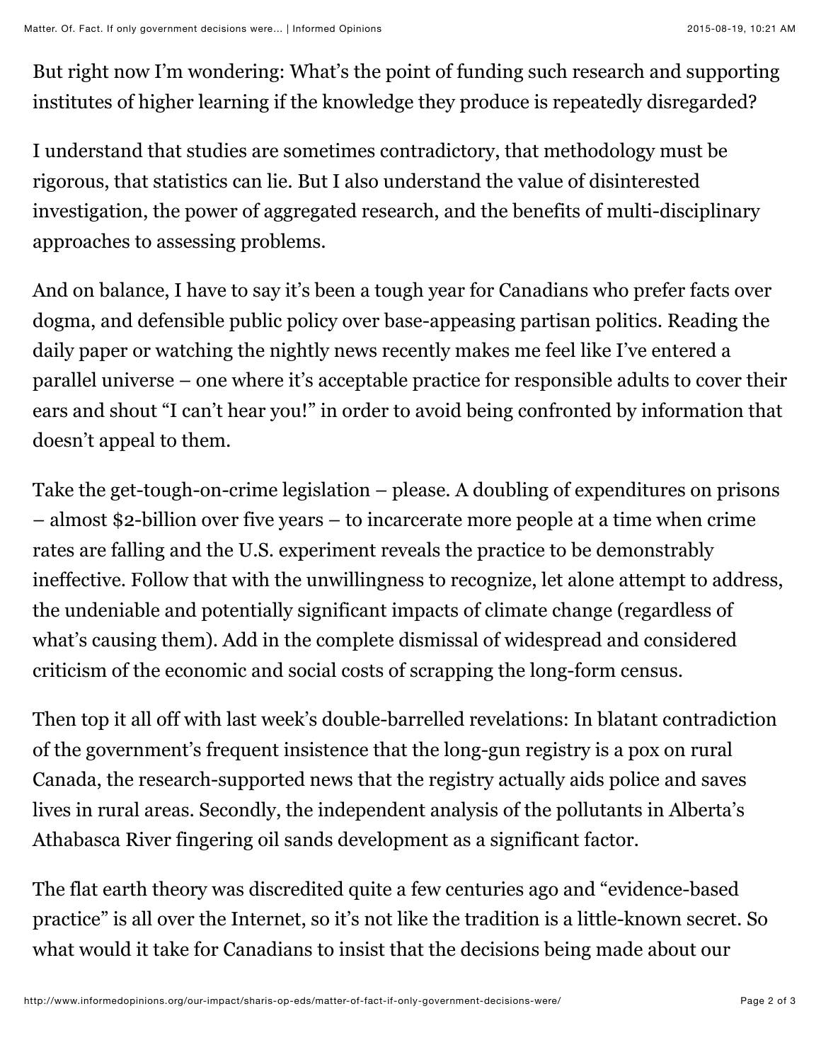But right now I'm wondering: What's the point of funding such research and supporting institutes of higher learning if the knowledge they produce is repeatedly disregarded?

I understand that studies are sometimes contradictory, that methodology must be rigorous, that statistics can lie. But I also understand the value of disinterested investigation, the power of aggregated research, and the benefits of multi-disciplinary approaches to assessing problems.

And on balance, I have to say it's been a tough year for Canadians who prefer facts over dogma, and defensible public policy over base-appeasing partisan politics. Reading the daily paper or watching the nightly news recently makes me feel like I've entered a parallel universe – one where it's acceptable practice for responsible adults to cover their ears and shout "I can't hear you!" in order to avoid being confronted by information that doesn't appeal to them.

Take the get-tough-on-crime legislation – please. A doubling of expenditures on prisons – almost $2-billion over five years – to incarcerate more people at a time when crime rates are falling and the U.S. experiment reveals the practice to be demonstrably ineffective. Follow that with the unwillingness to recognize, let alone attempt to address, the undeniable and potentially significant impacts of climate change (regardless of what's causing them). Add in the complete dismissal of widespread and considered criticism of the economic and social costs of scrapping the long-form census.

Then top it all off with last week's double-barrelled revelations: In blatant contradiction of the government's frequent insistence that the long-gun registry is a pox on rural Canada, the research-supported news that the registry actually aids police and saves lives in rural areas. Secondly, the independent analysis of the pollutants in Alberta's Athabasca River fingering oil sands development as a significant factor.

The flat earth theory was discredited quite a few centuries ago and "evidence-based practice" is all over the Internet, so it's not like the tradition is a little-known secret. So what would it take for Canadians to insist that the decisions being made about our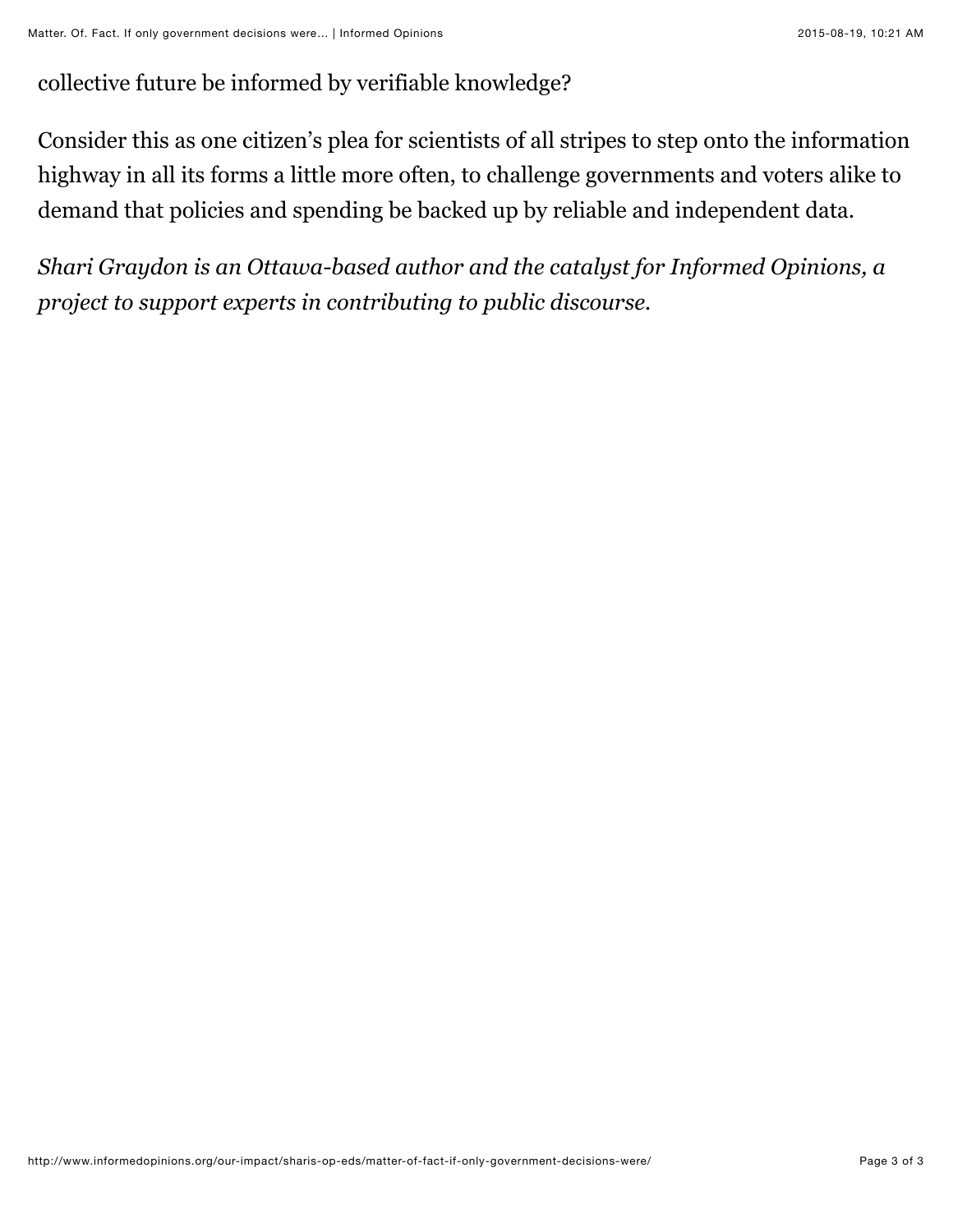collective future be informed by verifiable knowledge?

Consider this as one citizen's plea for scientists of all stripes to step onto the information highway in all its forms a little more often, to challenge governments and voters alike to demand that policies and spending be backed up by reliable and independent data.

*Shari Graydon is an Ottawa-based author and the catalyst for Informed Opinions, a project to support experts in contributing to public discourse.*